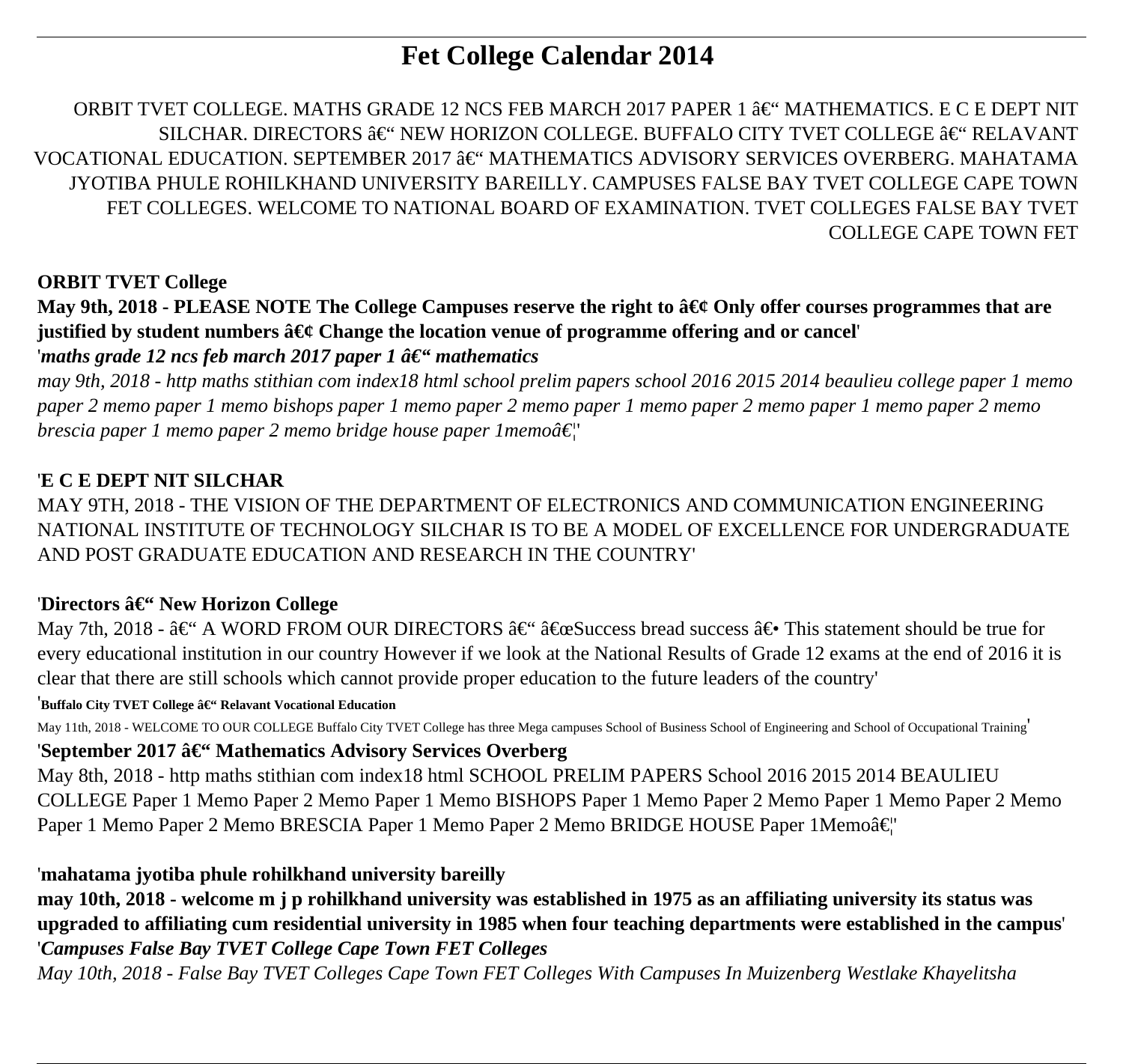# Fet College Calendar 2014

ORBIT TVET COLLEGE. MATHS GRADE 12 NCS FEB MARCH 2017 PAPER 1 â€“ MATHEMATICS. E C E DEPT NIT SILCHAR. DIRECTORS â€“ NEW HORIZON COLLEGE. BUFFALO CITY TVET COLLEGE â€“ RELAVANT VOCATIONAL EDUCATION. SEPTEMBER 2017 â€“ MATHEMATICS ADVISORY SERVICES OVERBERG. MAHATAMA JYOTIBA PHULE ROHILKHAND UNIVERSITY BAREILLY. CAMPUSES FALSE BAY TVET COLLEGE CAPE TOWN FET COLLEGES. WELCOME TO NATIONAL BOARD OF EXAMINATION. TVET COLLEGES FALSE BAY TVET COLLEGE CAPE TOWN FET

**ORBIT TVET College**

**May 9th, 2018 - PLEASE NOTE The College Campuses reserve the right to â€¢ Only offer courses programmes that are justified by student numbers â€¢ Change the location venue of programme offering and or cancel'**

'***maths grade 12 ncs feb march 2017 paper 1 â€“ mathematics***

*may 9th, 2018 - http maths stithian com index18 html school prelim papers school 2016 2015 2014 beaulieu college paper 1 memo paper 2 memo paper 1 memo bishops paper 1 memo paper 2 memo paper 1 memo paper 2 memo paper 1 memo paper 2 memo brescia paper 1 memo paper 2 memo bridge house paper 1memoâ€¦'*

'**E C E DEPT NIT SILCHAR**

MAY 9TH, 2018 - THE VISION OF THE DEPARTMENT OF ELECTRONICS AND COMMUNICATION ENGINEERING NATIONAL INSTITUTE OF TECHNOLOGY SILCHAR IS TO BE A MODEL OF EXCELLENCE FOR UNDERGRADUATE AND POST GRADUATE EDUCATION AND RESEARCH IN THE COUNTRY'

'**Directors â€“ New Horizon College**

May 7th, 2018 - â€“ A WORD FROM OUR DIRECTORS â€“ â€œSuccess bread success â€• This statement should be true for every educational institution in our country However if we look at the National Results of Grade 12 exams at the end of 2016 it is clear that there are still schools which cannot provide proper education to the future leaders of the country'

'**Buffalo City TVET College â€“ Relavant Vocational Education**

May 11th, 2018 - WELCOME TO OUR COLLEGE Buffalo City TVET College has three Mega campuses School of Business School of Engineering and School of Occupational Training'

'**September 2017 â€“ Mathematics Advisory Services Overberg**

May 8th, 2018 - http maths stithian com index18 html SCHOOL PRELIM PAPERS School 2016 2015 2014 BEAULIEU COLLEGE Paper 1 Memo Paper 2 Memo Paper 1 Memo BISHOPS Paper 1 Memo Paper 2 Memo Paper 1 Memo Paper 2 Memo Paper 1 Memo Paper 2 Memo BRESCIA Paper 1 Memo Paper 2 Memo BRIDGE HOUSE Paper 1Memoâ€¦'

'**mahatama jyotiba phule rohilkhand university bareilly**

**may 10th, 2018 - welcome m j p rohilkhand university was established in 1975 as an affiliating university its status was upgraded to affiliating cum residential university in 1985 when four teaching departments were established in the campus'**

'***Campuses False Bay TVET College Cape Town FET Colleges***

*May 10th, 2018 - False Bay TVET Colleges Cape Town FET Colleges With Campuses In Muizenberg Westlake Khayelitsha*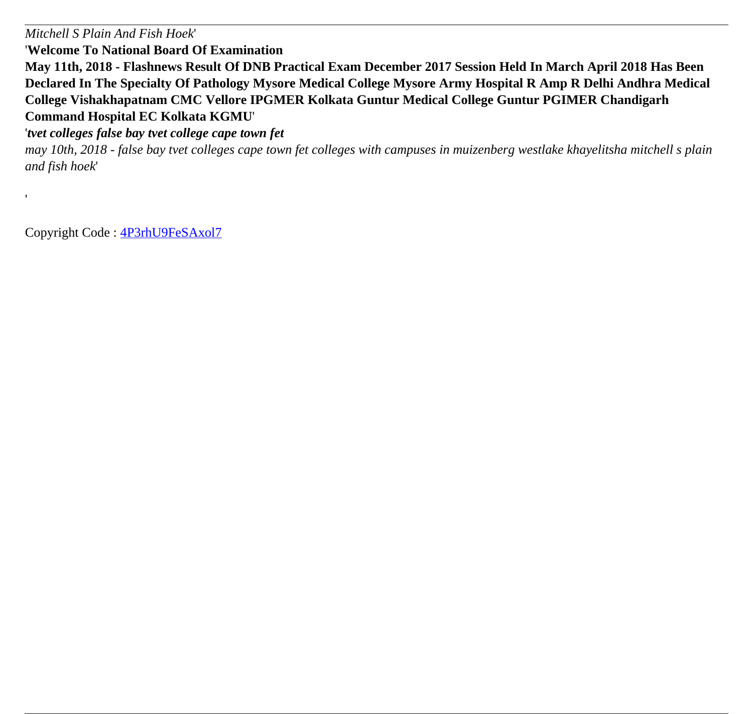*Mitchell S Plain And Fish Hoek*'

'**Welcome To National Board Of Examination**

**May 11th, 2018 - Flashnews Result Of DNB Practical Exam December 2017 Session Held In March April 2018 Has Been Declared In The Specialty Of Pathology Mysore Medical College Mysore Army Hospital R Amp R Delhi Andhra Medical College Vishakhapatnam CMC Vellore IPGMER Kolkata Guntur Medical College Guntur PGIMER Chandigarh Command Hospital EC Kolkata KGMU**'

'***tvet colleges false bay tvet college cape town fet***

*may 10th, 2018 - false bay tvet colleges cape town fet colleges with campuses in muizenberg westlake khayelitsha mitchell s plain and fish hoek*'

'

Copyright Code : 4P3rhU9FeSAxol7